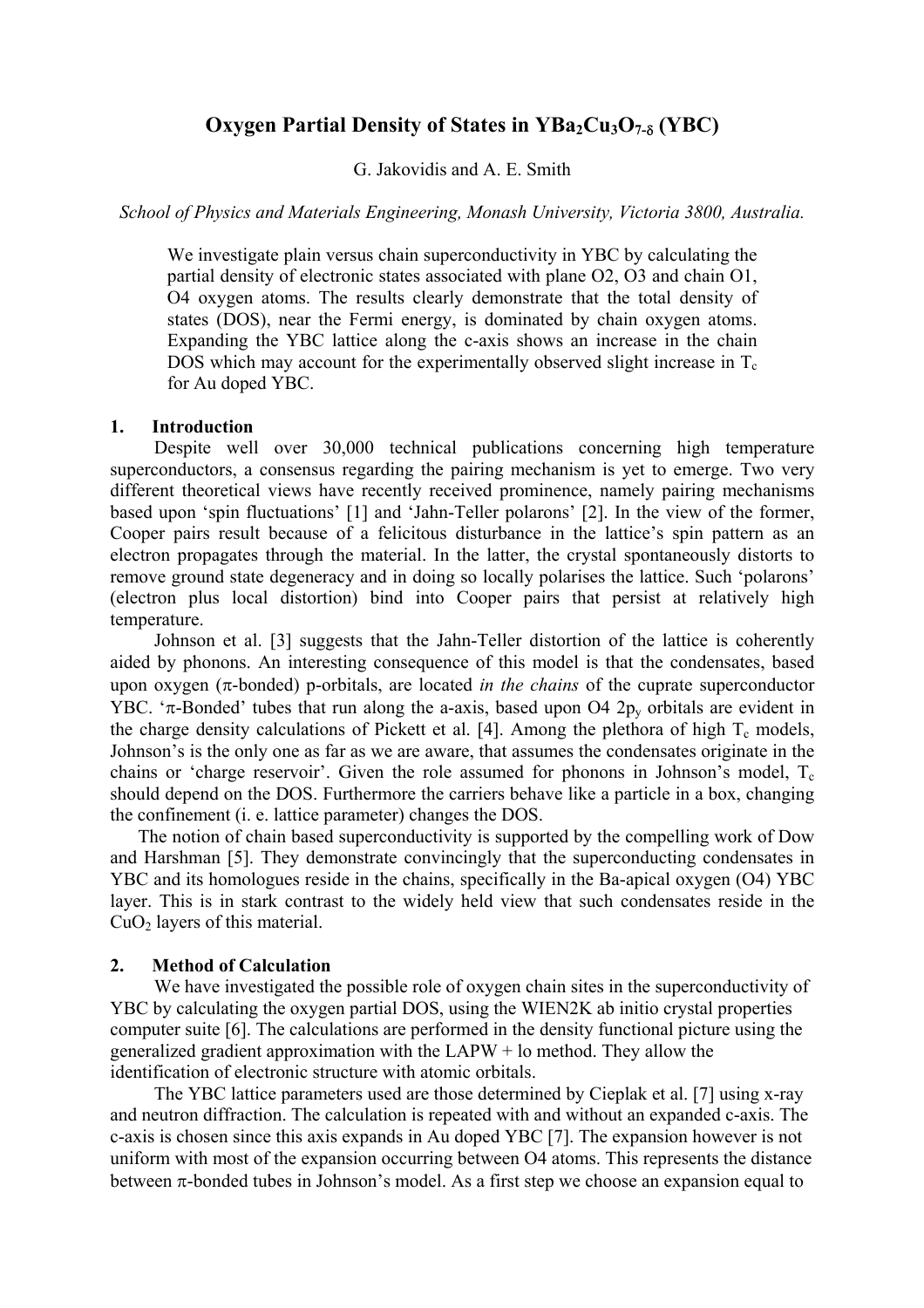# Oxygen Partial Density of States in $YBa_2Cu_3O_{7-\delta}$ (YBC)

G. Jakovidis and A. E. Smith

*School of Physics and Materials Engineering, Monash University, Victoria 3800, Australia.*

We investigate plain versus chain superconductivity in YBC by calculating the partial density of electronic states associated with plane O2, O3 and chain O1, O4 oxygen atoms. The results clearly demonstrate that the total density of states (DOS), near the Fermi energy, is dominated by chain oxygen atoms. Expanding the YBC lattice along the c-axis shows an increase in the chain DOS which may account for the experimentally observed slight increase in $T_c$ for Au doped YBC.

## 1. Introduction

Despite well over 30,000 technical publications concerning high temperature superconductors, a consensus regarding the pairing mechanism is yet to emerge. Two very different theoretical views have recently received prominence, namely pairing mechanisms based upon 'spin fluctuations' [1] and 'Jahn-Teller polarons' [2]. In the view of the former, Cooper pairs result because of a felicitous disturbance in the lattice's spin pattern as an electron propagates through the material. In the latter, the crystal spontaneously distorts to remove ground state degeneracy and in doing so locally polarises the lattice. Such 'polarons' (electron plus local distortion) bind into Cooper pairs that persist at relatively high temperature.

Johnson et al. [3] suggests that the Jahn-Teller distortion of the lattice is coherently aided by phonons. An interesting consequence of this model is that the condensates, based upon oxygen ($\pi$-bonded) p-orbitals, are located *in the chains* of the cuprate superconductor YBC. '$\pi$-Bonded' tubes that run along the a-axis, based upon O4 $2p_y$ orbitals are evident in the charge density calculations of Pickett et al. [4]. Among the plethora of high $T_c$ models, Johnson's is the only one as far as we are aware, that assumes the condensates originate in the chains or 'charge reservoir'. Given the role assumed for phonons in Johnson's model, $T_c$ should depend on the DOS. Furthermore the carriers behave like a particle in a box, changing the confinement (i. e. lattice parameter) changes the DOS.

The notion of chain based superconductivity is supported by the compelling work of Dow and Harshman [5]. They demonstrate convincingly that the superconducting condensates in YBC and its homologues reside in the chains, specifically in the Ba-apical oxygen (O4) YBC layer. This is in stark contrast to the widely held view that such condensates reside in the $CuO_2$ layers of this material.

## 2. Method of Calculation

We have investigated the possible role of oxygen chain sites in the superconductivity of YBC by calculating the oxygen partial DOS, using the WIEN2K ab initio crystal properties computer suite [6]. The calculations are performed in the density functional picture using the generalized gradient approximation with the LAPW + lo method. They allow the identification of electronic structure with atomic orbitals.

The YBC lattice parameters used are those determined by Cieplak et al. [7] using x-ray and neutron diffraction. The calculation is repeated with and without an expanded c-axis. The c-axis is chosen since this axis expands in Au doped YBC [7]. The expansion however is not uniform with most of the expansion occurring between O4 atoms. This represents the distance between $\pi$-bonded tubes in Johnson's model. As a first step we choose an expansion equal to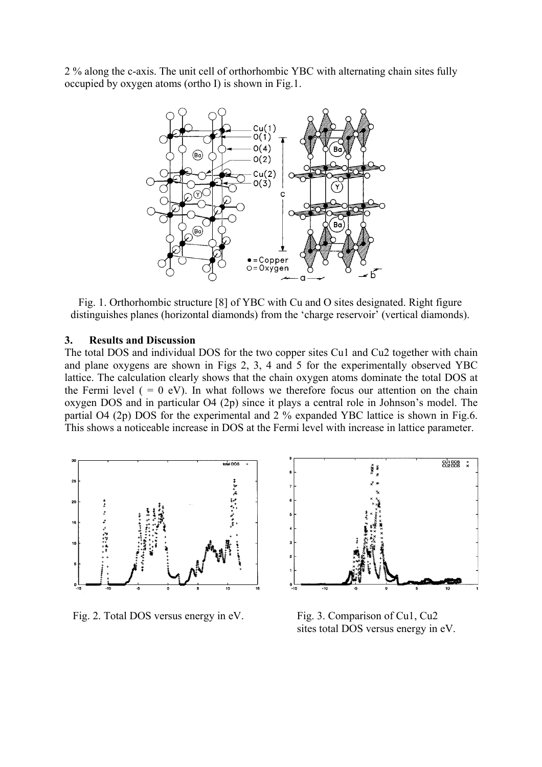2 % along the c-axis. The unit cell of orthorhombic YBC with alternating chain sites fully occupied by oxygen atoms (ortho I) is shown in Fig.1.

Fig. 1. Orthorhombic structure [8] of YBC with Cu and O sites designated. Right figure distinguishes planes (horizontal diamonds) from the 'charge reservoir' (vertical diamonds).

## 3. Results and Discussion

The total DOS and individual DOS for the two copper sites Cu1 and Cu2 together with chain and plane oxygens are shown in Figs 2, 3, 4 and 5 for the experimentally observed YBC lattice. The calculation clearly shows that the chain oxygen atoms dominate the total DOS at the Fermi level ( = 0 eV). In what follows we therefore focus our attention on the chain oxygen DOS and in particular O4 (2p) since it plays a central role in Johnson's model. The partial O4 (2p) DOS for the experimental and 2 % expanded YBC lattice is shown in Fig.6. This shows a noticeable increase in DOS at the Fermi level with increase in lattice parameter.

Fig. 2. Total DOS versus energy in eV.

Fig. 3. Comparison of Cu1, Cu2 sites total DOS versus energy in eV.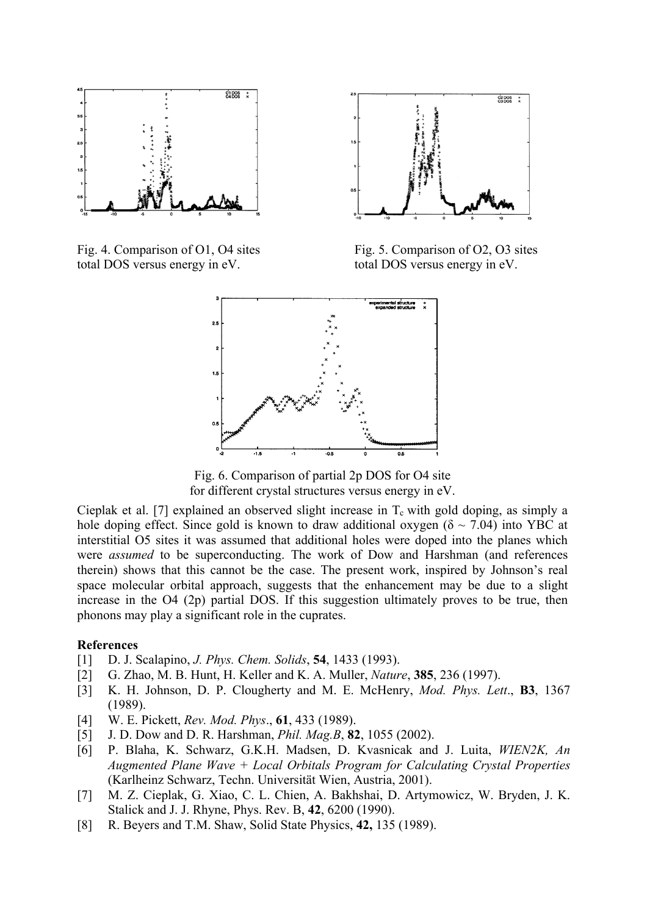O1 DOS +
O4 DOS ×

Fig. 4. Comparison of O1, O4 sites total DOS versus energy in eV.

O2 DOS +
O3 DOS ×

Fig. 5. Comparison of O2, O3 sites total DOS versus energy in eV.

experimental structure +
expanded structure ×

Fig. 6. Comparison of partial 2p DOS for O4 site for different crystal structures versus energy in eV.

Cieplak et al. [7] explained an observed slight increase in $T_c$ with gold doping, as simply a hole doping effect. Since gold is known to draw additional oxygen ($\delta \sim 7.04$) into YBC at interstitial O5 sites it was assumed that additional holes were doped into the planes which were *assumed* to be superconducting. The work of Dow and Harshman (and references therein) shows that this cannot be the case. The present work, inspired by Johnson's real space molecular orbital approach, suggests that the enhancement may be due to a slight increase in the O4 (2p) partial DOS. If this suggestion ultimately proves to be true, then phonons may play a significant role in the cuprates.

**References**

[1] D. J. Scalapino, *J. Phys. Chem. Solids*, **54**, 1433 (1993).

[2] G. Zhao, M. B. Hunt, H. Keller and K. A. Muller, *Nature*, **385**, 236 (1997).

[3] K. H. Johnson, D. P. Clougherty and M. E. McHenry, *Mod. Phys. Lett*., **B3**, 1367 (1989).

[4] W. E. Pickett, *Rev. Mod. Phys*., **61**, 433 (1989).

[5] J. D. Dow and D. R. Harshman, *Phil. Mag.B*, **82**, 1055 (2002).

[6] P. Blaha, K. Schwarz, G.K.H. Madsen, D. Kvasnicak and J. Luita, *WIEN2K, An Augmented Plane Wave + Local Orbitals Program for Calculating Crystal Properties* (Karlheinz Schwarz, Techn. Universität Wien, Austria, 2001).

[7] M. Z. Cieplak, G. Xiao, C. L. Chien, A. Bakhshai, D. Artymowicz, W. Bryden, J. K. Stalick and J. J. Rhyne, Phys. Rev. B, **42**, 6200 (1990).

[8] R. Beyers and T.M. Shaw, Solid State Physics, **42,** 135 (1989).